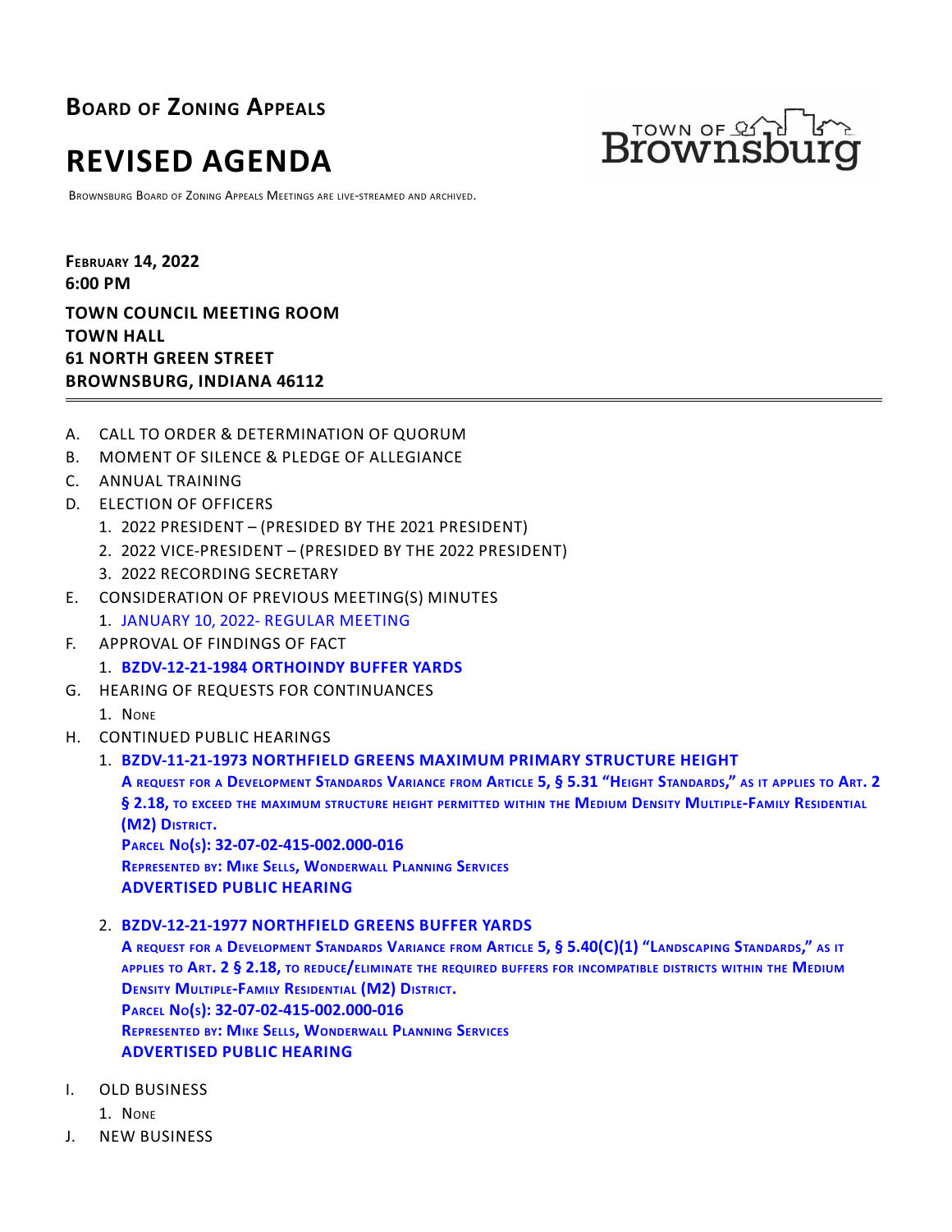## Board of Zoning Appeals

# REVISED AGENDA

Brownsburg Board of Zoning Appeals Meetings are live-streamed and archived.

**February 14, 2022**
**6:00 PM**

**TOWN COUNCIL MEETING ROOM**
**TOWN HALL**
**61 NORTH GREEN STREET**
**BROWNSBURG, INDIANA 46112**

---

A. CALL TO ORDER & DETERMINATION OF QUORUM

B. MOMENT OF SILENCE & PLEDGE OF ALLEGIANCE

C. ANNUAL TRAINING

D. ELECTION OF OFFICERS
   1. 2022 PRESIDENT – (PRESIDED BY THE 2021 PRESIDENT)
   2. 2022 VICE-PRESIDENT – (PRESIDED BY THE 2022 PRESIDENT)
   3. 2022 RECORDING SECRETARY

E. CONSIDERATION OF PREVIOUS MEETING(S) MINUTES
   1. JANUARY 10, 2022- REGULAR MEETING

F. APPROVAL OF FINDINGS OF FACT
   1. **BZDV-12-21-1984 ORTHOINDY BUFFER YARDS**

G. HEARING OF REQUESTS FOR CONTINUANCES
   1. None

H. CONTINUED PUBLIC HEARINGS
   1. **BZDV-11-21-1973 NORTHFIELD GREENS MAXIMUM PRIMARY STRUCTURE HEIGHT**
      **A request for a Development Standards Variance from Article 5, § 5.31 "Height Standards," as it applies to Art. 2 § 2.18, to exceed the maximum structure height permitted within the Medium Density Multiple-Family Residential (M2) District.**
      **Parcel No(s): 32-07-02-415-002.000-016**
      **Represented by: Mike Sells, Wonderwall Planning Services**
      **ADVERTISED PUBLIC HEARING**

   2. **BZDV-12-21-1977 NORTHFIELD GREENS BUFFER YARDS**
      **A request for a Development Standards Variance from Article 5, § 5.40(C)(1) "Landscaping Standards," as it applies to Art. 2 § 2.18, to reduce/eliminate the required buffers for incompatible districts within the Medium Density Multiple-Family Residential (M2) District.**
      **Parcel No(s): 32-07-02-415-002.000-016**
      **Represented by: Mike Sells, Wonderwall Planning Services**
      **ADVERTISED PUBLIC HEARING**

I. OLD BUSINESS
   1. None

J. NEW BUSINESS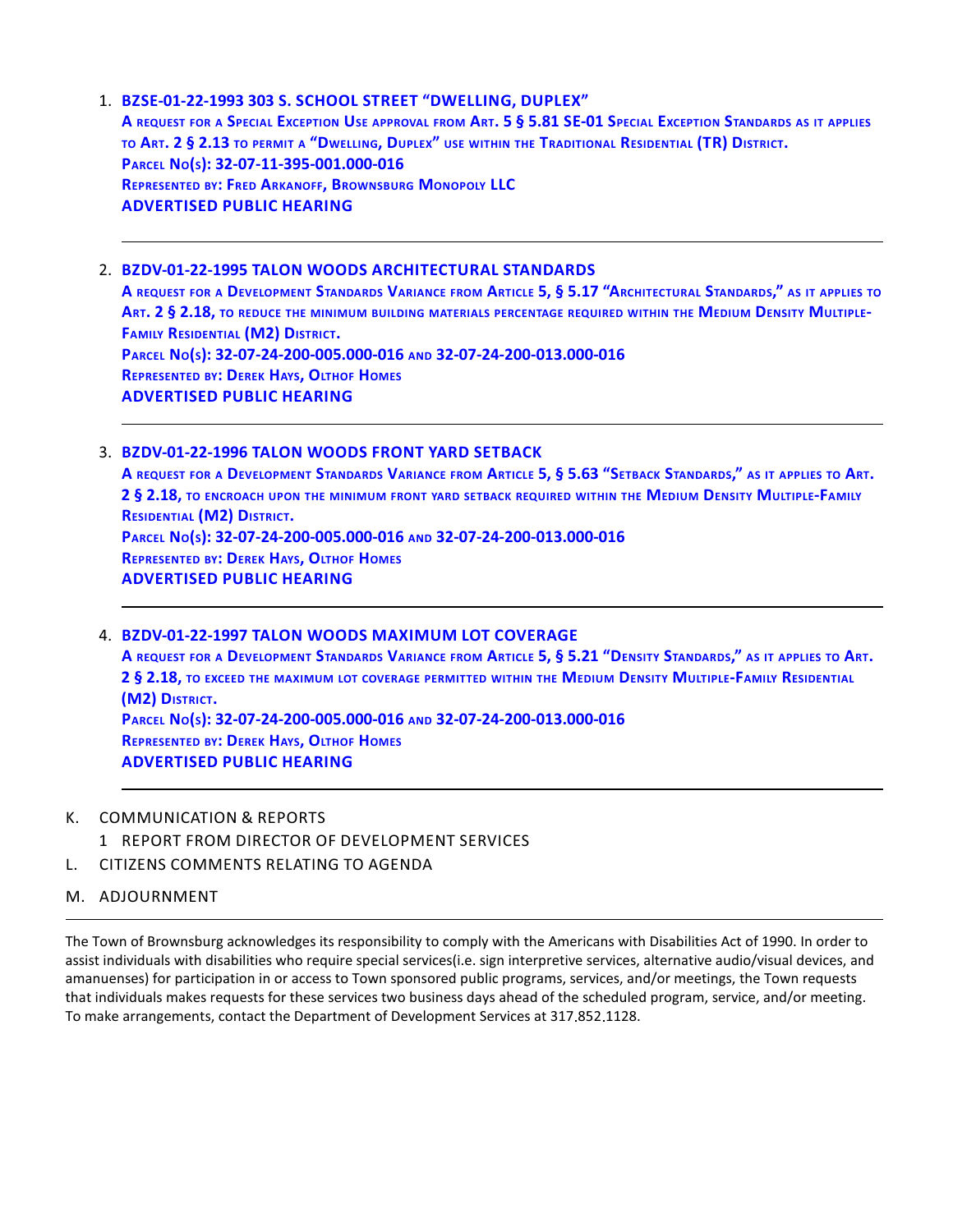1. **BZSE-01-22-1993 303 S. SCHOOL STREET "DWELLING, DUPLEX"**
   **A REQUEST FOR A SPECIAL EXCEPTION USE APPROVAL FROM ART. 5 § 5.81 SE-01 SPECIAL EXCEPTION STANDARDS AS IT APPLIES TO ART. 2 § 2.13 TO PERMIT A "DWELLING, DUPLEX" USE WITHIN THE TRADITIONAL RESIDENTIAL (TR) DISTRICT.**
   **PARCEL NO(S): 32-07-11-395-001.000-016**
   **REPRESENTED BY: FRED ARKANOFF, BROWNSBURG MONOPOLY LLC**
   **ADVERTISED PUBLIC HEARING**

---

2. **BZDV-01-22-1995 TALON WOODS ARCHITECTURAL STANDARDS**
   **A REQUEST FOR A DEVELOPMENT STANDARDS VARIANCE FROM ARTICLE 5, § 5.17 "ARCHITECTURAL STANDARDS," AS IT APPLIES TO ART. 2 § 2.18, TO REDUCE THE MINIMUM BUILDING MATERIALS PERCENTAGE REQUIRED WITHIN THE MEDIUM DENSITY MULTIPLE-FAMILY RESIDENTIAL (M2) DISTRICT.**
   **PARCEL NO(S): 32-07-24-200-005.000-016 AND 32-07-24-200-013.000-016**
   **REPRESENTED BY: DEREK HAYS, OLTHOF HOMES**
   **ADVERTISED PUBLIC HEARING**

---

3. **BZDV-01-22-1996 TALON WOODS FRONT YARD SETBACK**
   **A REQUEST FOR A DEVELOPMENT STANDARDS VARIANCE FROM ARTICLE 5, § 5.63 "SETBACK STANDARDS," AS IT APPLIES TO ART. 2 § 2.18, TO ENCROACH UPON THE MINIMUM FRONT YARD SETBACK REQUIRED WITHIN THE MEDIUM DENSITY MULTIPLE-FAMILY RESIDENTIAL (M2) DISTRICT.**
   **PARCEL NO(S): 32-07-24-200-005.000-016 AND 32-07-24-200-013.000-016**
   **REPRESENTED BY: DEREK HAYS, OLTHOF HOMES**
   **ADVERTISED PUBLIC HEARING**

---

4. **BZDV-01-22-1997 TALON WOODS MAXIMUM LOT COVERAGE**
   **A REQUEST FOR A DEVELOPMENT STANDARDS VARIANCE FROM ARTICLE 5, § 5.21 "DENSITY STANDARDS," AS IT APPLIES TO ART. 2 § 2.18, TO EXCEED THE MAXIMUM LOT COVERAGE PERMITTED WITHIN THE MEDIUM DENSITY MULTIPLE-FAMILY RESIDENTIAL (M2) DISTRICT.**
   **PARCEL NO(S): 32-07-24-200-005.000-016 AND 32-07-24-200-013.000-016**
   **REPRESENTED BY: DEREK HAYS, OLTHOF HOMES**
   **ADVERTISED PUBLIC HEARING**

---

K. COMMUNICATION & REPORTS
   1 REPORT FROM DIRECTOR OF DEVELOPMENT SERVICES

L. CITIZENS COMMENTS RELATING TO AGENDA

M. ADJOURNMENT

---

The Town of Brownsburg acknowledges its responsibility to comply with the Americans with Disabilities Act of 1990. In order to assist individuals with disabilities who require special services(i.e. sign interpretive services, alternative audio/visual devices, and amanuenses) for participation in or access to Town sponsored public programs, services, and/or meetings, the Town requests that individuals makes requests for these services two business days ahead of the scheduled program, service, and/or meeting. To make arrangements, contact the Department of Development Services at 317.852.1128.